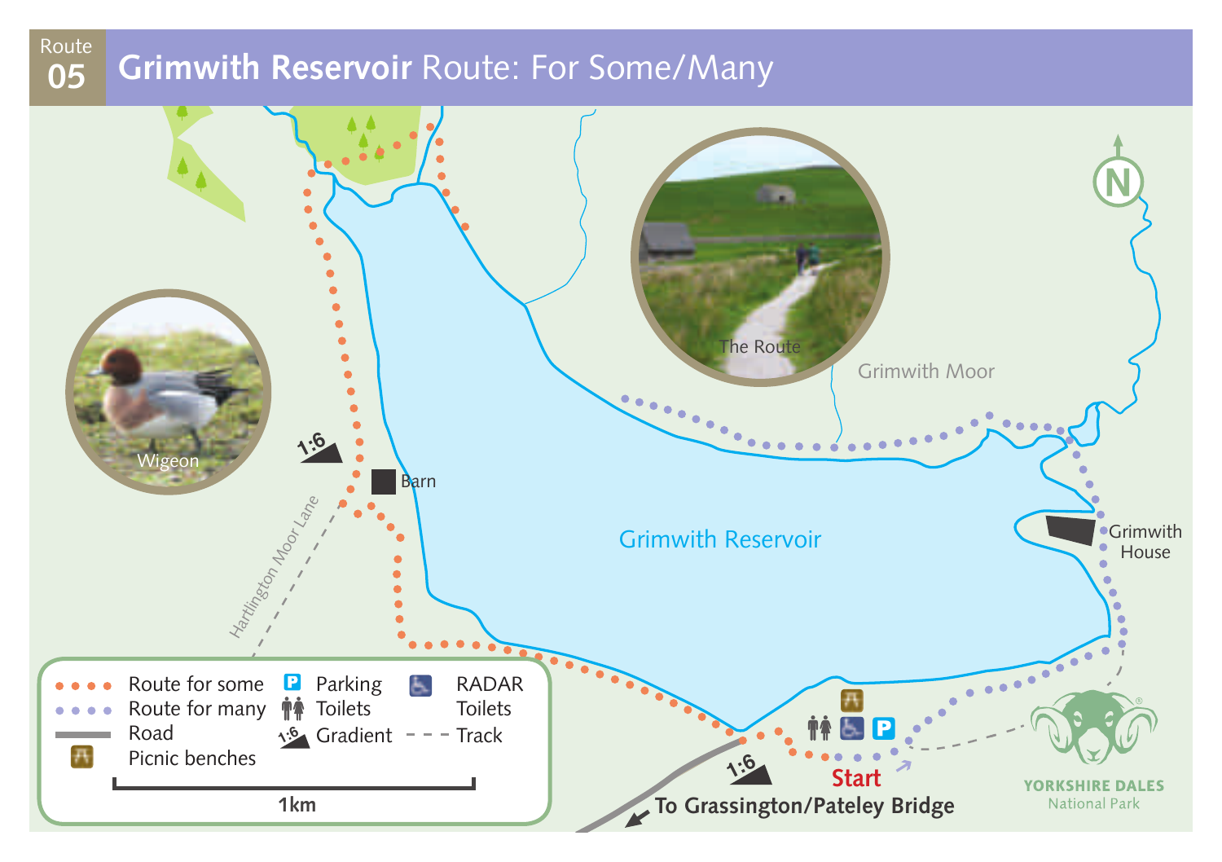# Route 05 Grimwith Reservoir Route: For Some/Many

Grimwith Reservoir

Grimwith Moor

Grimwith House

Barn

Hartlington Moor Lane

The Route

Wigeon

1:6

1:6

Start

To Grassington/Pateley Bridge

- Route for some
- Route for many
- Road
- Picnic benches
- Parking
- Toilets
- Gradient
- RADAR Toilets
- Track

1km

YORKSHIRE DALES National Park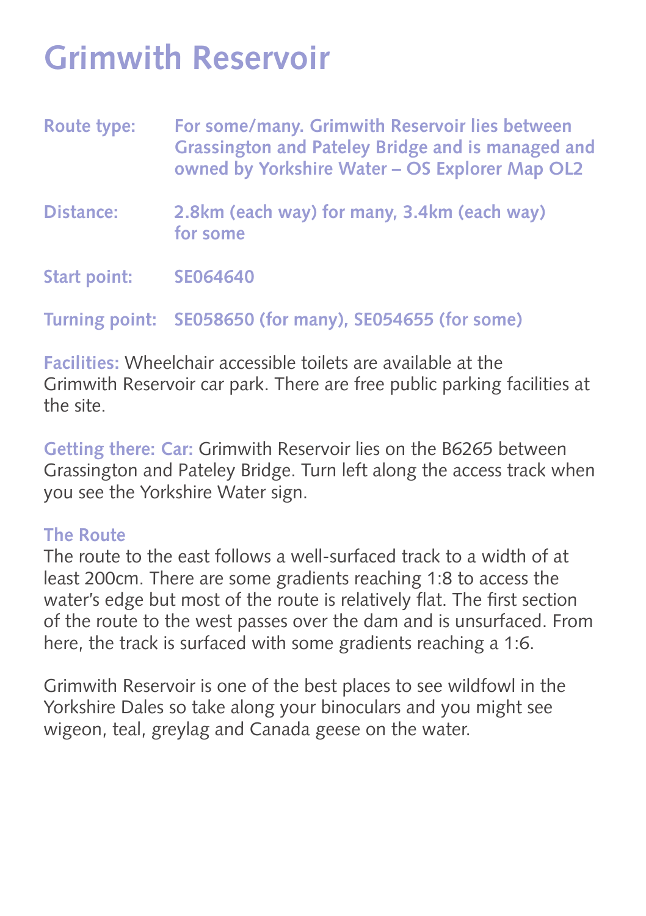# Grimwith Reservoir

**Route type:** For some/many. Grimwith Reservoir lies between Grassington and Pateley Bridge and is managed and owned by Yorkshire Water – OS Explorer Map OL2

**Distance:** 2.8km (each way) for many, 3.4km (each way) for some

**Start point:** SE064640

**Turning point:** SE058650 (for many), SE054655 (for some)

**Facilities:** Wheelchair accessible toilets are available at the Grimwith Reservoir car park. There are free public parking facilities at the site.

**Getting there: Car:** Grimwith Reservoir lies on the B6265 between Grassington and Pateley Bridge. Turn left along the access track when you see the Yorkshire Water sign.

### The Route

The route to the east follows a well-surfaced track to a width of at least 200cm. There are some gradients reaching 1:8 to access the water's edge but most of the route is relatively flat. The first section of the route to the west passes over the dam and is unsurfaced. From here, the track is surfaced with some gradients reaching a 1:6.

Grimwith Reservoir is one of the best places to see wildfowl in the Yorkshire Dales so take along your binoculars and you might see wigeon, teal, greylag and Canada geese on the water.